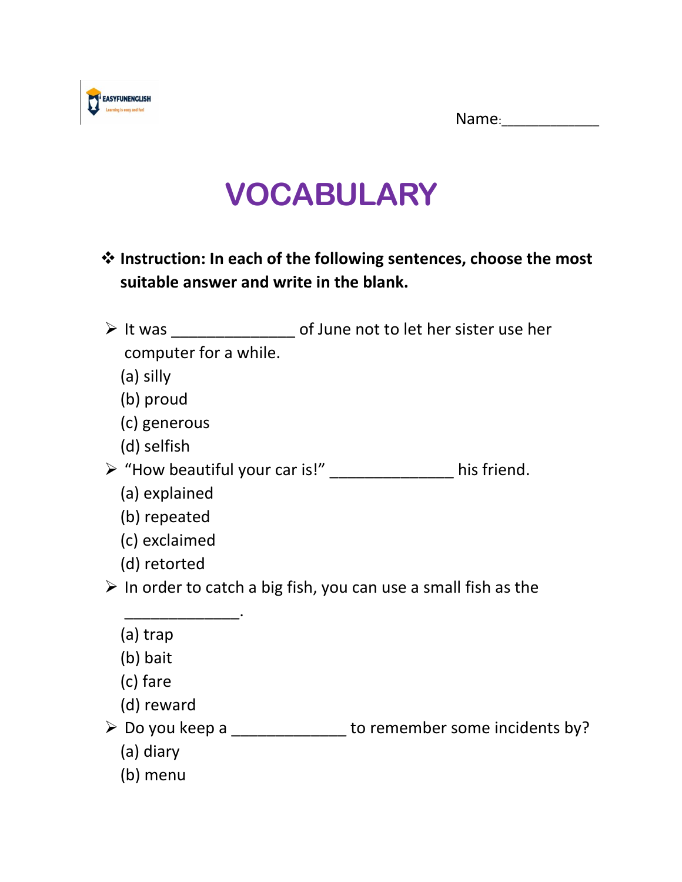Name:____________

# VOCABULARY

❖ **Instruction: In each of the following sentences, choose the most suitable answer and write in the blank.**

➢ It was ______________ of June not to let her sister use her computer for a while.
   (a) silly
   (b) proud
   (c) generous
   (d) selfish

➢ "How beautiful your car is!" ______________ his friend.
   (a) explained
   (b) repeated
   (c) exclaimed
   (d) retorted

➢ In order to catch a big fish, you can use a small fish as the _____________.
   (a) trap
   (b) bait
   (c) fare
   (d) reward

➢ Do you keep a _____________ to remember some incidents by?
   (a) diary
   (b) menu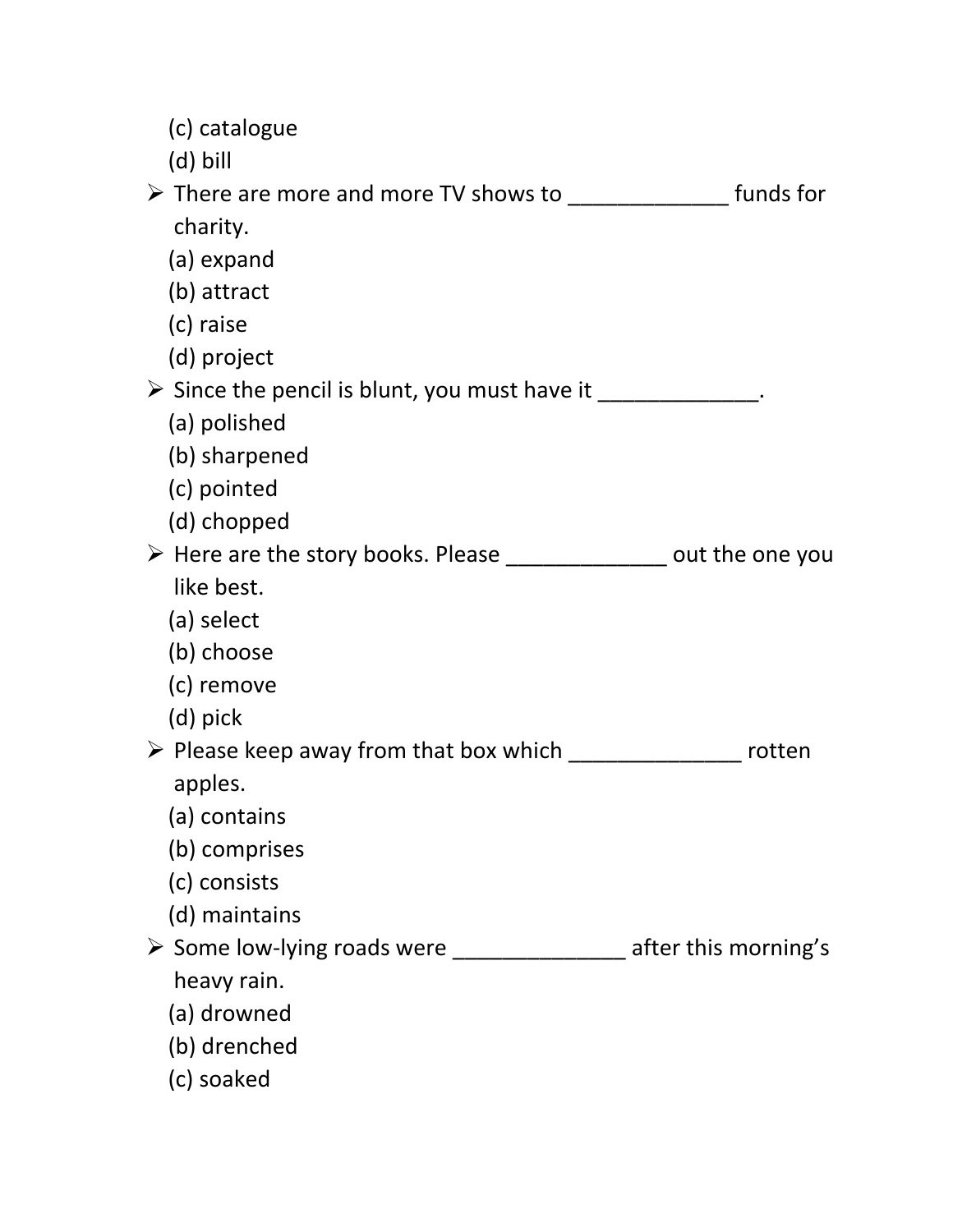(c) catalogue
(d) bill

- There are more and more TV shows to _____________ funds for charity.
  (a) expand
  (b) attract
  (c) raise
  (d) project
- Since the pencil is blunt, you must have it _____________.
  (a) polished
  (b) sharpened
  (c) pointed
  (d) chopped
- Here are the story books. Please _____________ out the one you like best.
  (a) select
  (b) choose
  (c) remove
  (d) pick
- Please keep away from that box which ______________ rotten apples.
  (a) contains
  (b) comprises
  (c) consists
  (d) maintains
- Some low-lying roads were ______________ after this morning's heavy rain.
  (a) drowned
  (b) drenched
  (c) soaked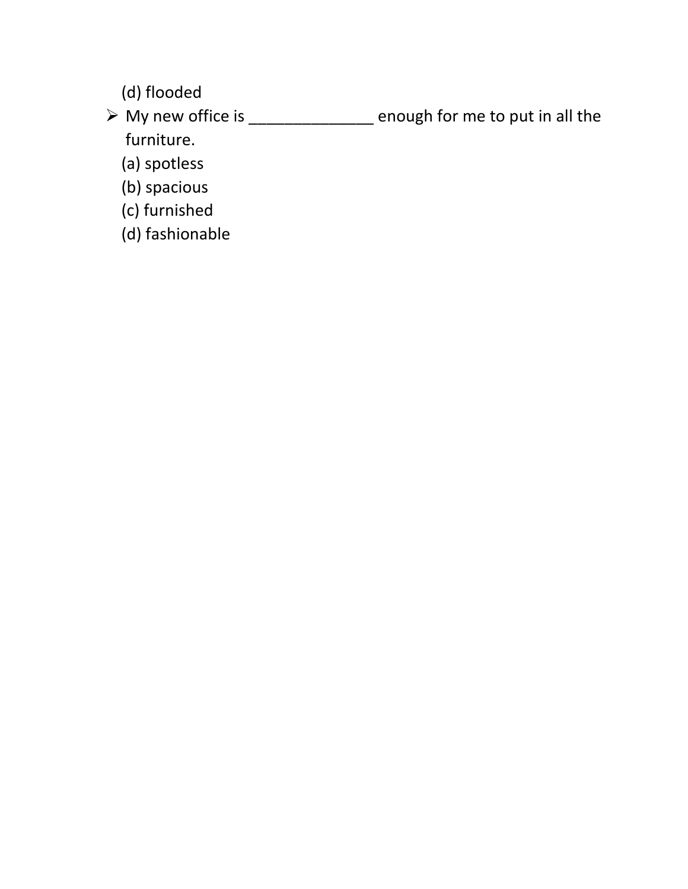(d) flooded

- My new office is ______________ enough for me to put in all the furniture.

  (a) spotless

  (b) spacious

  (c) furnished

  (d) fashionable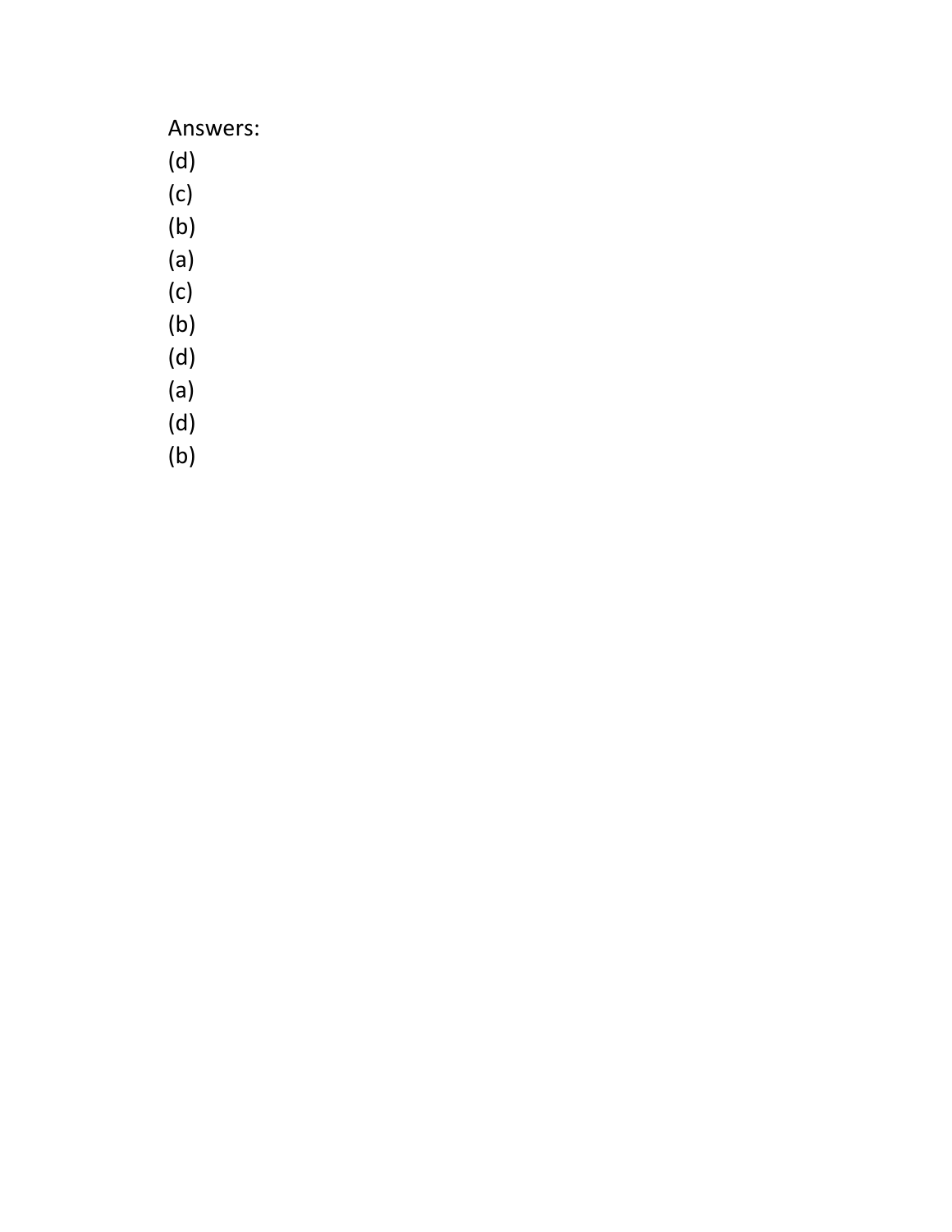Answers:

(d)

(c)

(b)

(a)

(c)

(b)

(d)

(a)

(d)

(b)